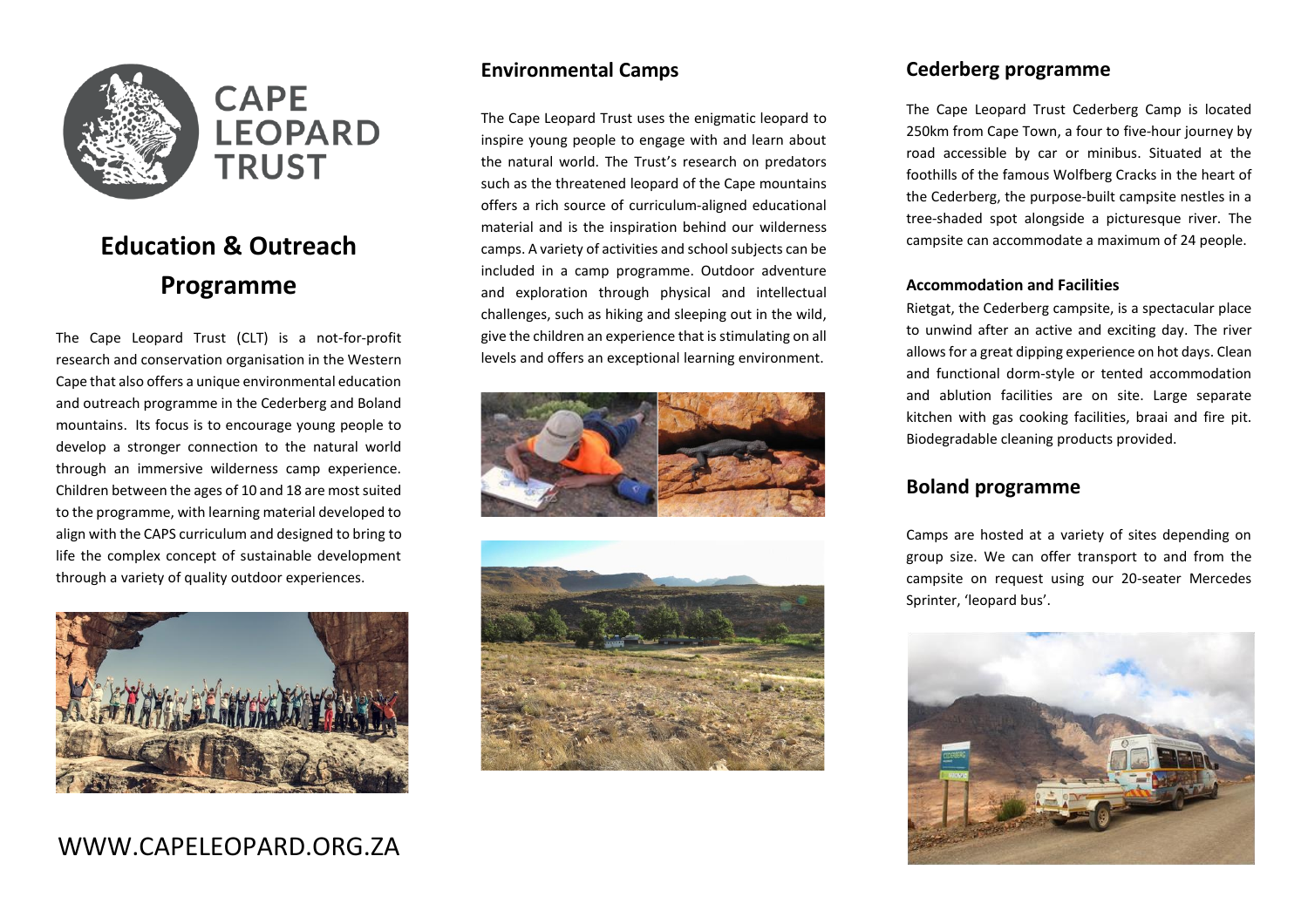CAPE LEOPARD TRUST

# Education & Outreach Programme

The Cape Leopard Trust (CLT) is a not-for-profit research and conservation organisation in the Western Cape that also offers a unique environmental education and outreach programme in the Cederberg and Boland mountains. Its focus is to encourage young people to develop a stronger connection to the natural world through an immersive wilderness camp experience. Children between the ages of 10 and 18 are most suited to the programme, with learning material developed to align with the CAPS curriculum and designed to bring to life the complex concept of sustainable development through a variety of quality outdoor experiences.

WWW.CAPELEOPARD.ORG.ZA

## Environmental Camps

The Cape Leopard Trust uses the enigmatic leopard to inspire young people to engage with and learn about the natural world. The Trust's research on predators such as the threatened leopard of the Cape mountains offers a rich source of curriculum-aligned educational material and is the inspiration behind our wilderness camps. A variety of activities and school subjects can be included in a camp programme. Outdoor adventure and exploration through physical and intellectual challenges, such as hiking and sleeping out in the wild, give the children an experience that is stimulating on all levels and offers an exceptional learning environment.

## Cederberg programme

The Cape Leopard Trust Cederberg Camp is located 250km from Cape Town, a four to five-hour journey by road accessible by car or minibus. Situated at the foothills of the famous Wolfberg Cracks in the heart of the Cederberg, the purpose-built campsite nestles in a tree-shaded spot alongside a picturesque river. The campsite can accommodate a maximum of 24 people.

### Accommodation and Facilities

Rietgat, the Cederberg campsite, is a spectacular place to unwind after an active and exciting day. The river allows for a great dipping experience on hot days. Clean and functional dorm-style or tented accommodation and ablution facilities are on site. Large separate kitchen with gas cooking facilities, braai and fire pit. Biodegradable cleaning products provided.

## Boland programme

Camps are hosted at a variety of sites depending on group size. We can offer transport to and from the campsite on request using our 20-seater Mercedes Sprinter, 'leopard bus'.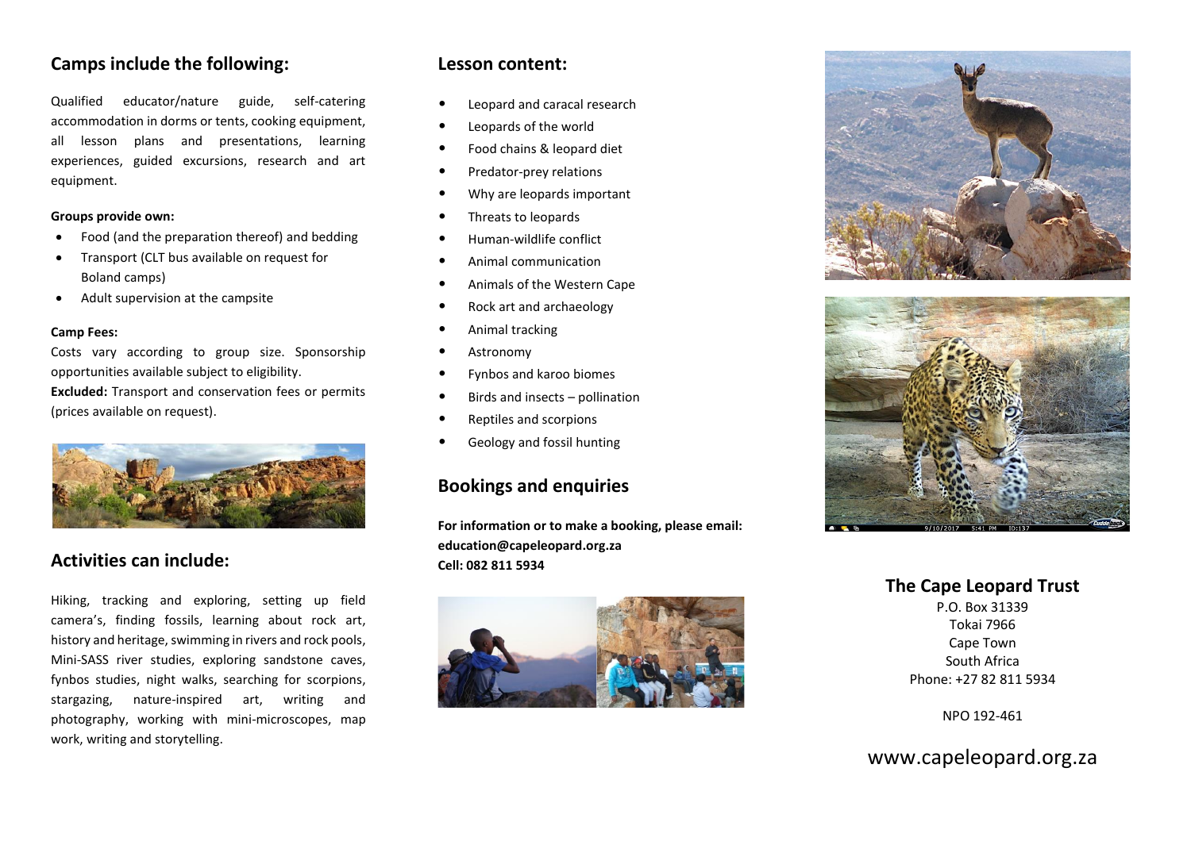## Camps include the following:

Qualified educator/nature guide, self-catering accommodation in dorms or tents, cooking equipment, all lesson plans and presentations, learning experiences, guided excursions, research and art equipment.

**Groups provide own:**

- Food (and the preparation thereof) and bedding
- Transport (CLT bus available on request for Boland camps)
- Adult supervision at the campsite

**Camp Fees:**

Costs vary according to group size. Sponsorship opportunities available subject to eligibility.

**Excluded:** Transport and conservation fees or permits (prices available on request).

## Activities can include:

Hiking, tracking and exploring, setting up field camera's, finding fossils, learning about rock art, history and heritage, swimming in rivers and rock pools, Mini-SASS river studies, exploring sandstone caves, fynbos studies, night walks, searching for scorpions, stargazing, nature-inspired art, writing and photography, working with mini-microscopes, map work, writing and storytelling.

## Lesson content:

- Leopard and caracal research
- Leopards of the world
- Food chains & leopard diet
- Predator-prey relations
- Why are leopards important
- Threats to leopards
- Human-wildlife conflict
- Animal communication
- Animals of the Western Cape
- Rock art and archaeology
- Animal tracking
- Astronomy
- Fynbos and karoo biomes
- Birds and insects – pollination
- Reptiles and scorpions
- Geology and fossil hunting

## Bookings and enquiries

**For information or to make a booking, please email:**
**education@capeleopard.org.za**
**Cell: 082 811 5934**

### The Cape Leopard Trust

P.O. Box 31339
Tokai 7966
Cape Town
South Africa
Phone: +27 82 811 5934

NPO 192-461

www.capeleopard.org.za